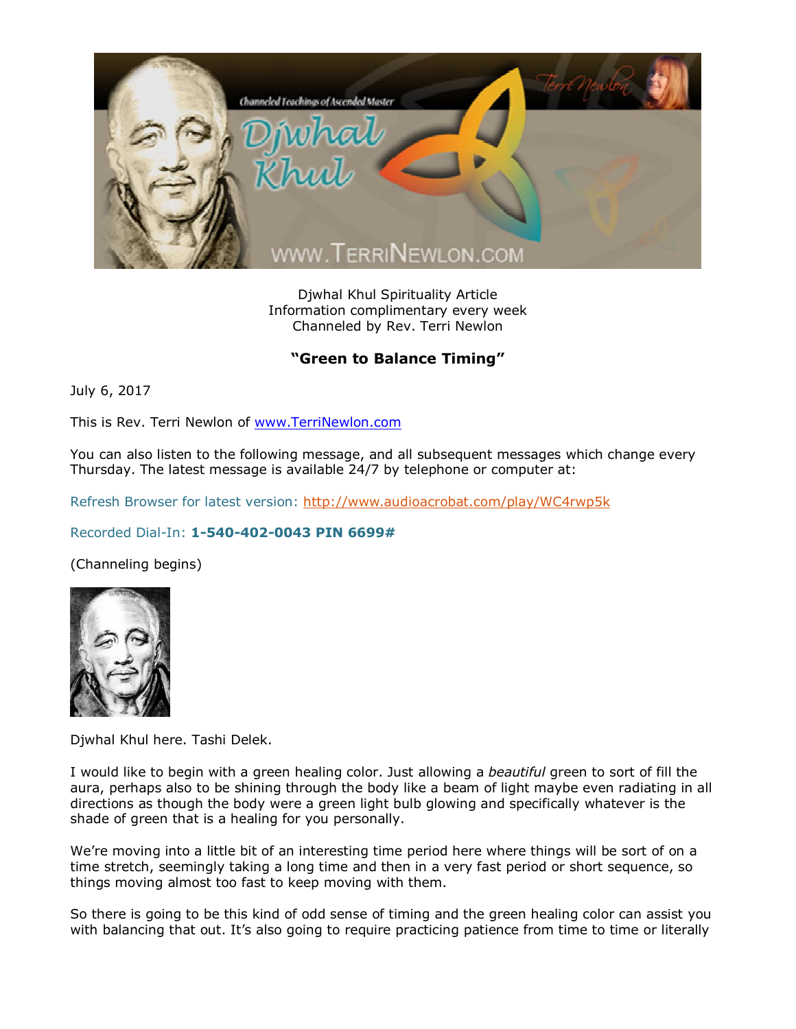Djwhal Khul Spirituality Article
Information complimentary every week
Channeled by Rev. Terri Newlon

**"Green to Balance Timing"**

July 6, 2017

This is Rev. Terri Newlon of www.TerriNewlon.com

You can also listen to the following message, and all subsequent messages which change every Thursday. The latest message is available 24/7 by telephone or computer at:

Refresh Browser for latest version: http://www.audioacrobat.com/play/WC4rwp5k

Recorded Dial-In: **1-540-402-0043 PIN 6699#**

(Channeling begins)

Djwhal Khul here. Tashi Delek.

I would like to begin with a green healing color. Just allowing a *beautiful* green to sort of fill the aura, perhaps also to be shining through the body like a beam of light maybe even radiating in all directions as though the body were a green light bulb glowing and specifically whatever is the shade of green that is a healing for you personally.

We're moving into a little bit of an interesting time period here where things will be sort of on a time stretch, seemingly taking a long time and then in a very fast period or short sequence, so things moving almost too fast to keep moving with them.

So there is going to be this kind of odd sense of timing and the green healing color can assist you with balancing that out. It's also going to require practicing patience from time to time or literally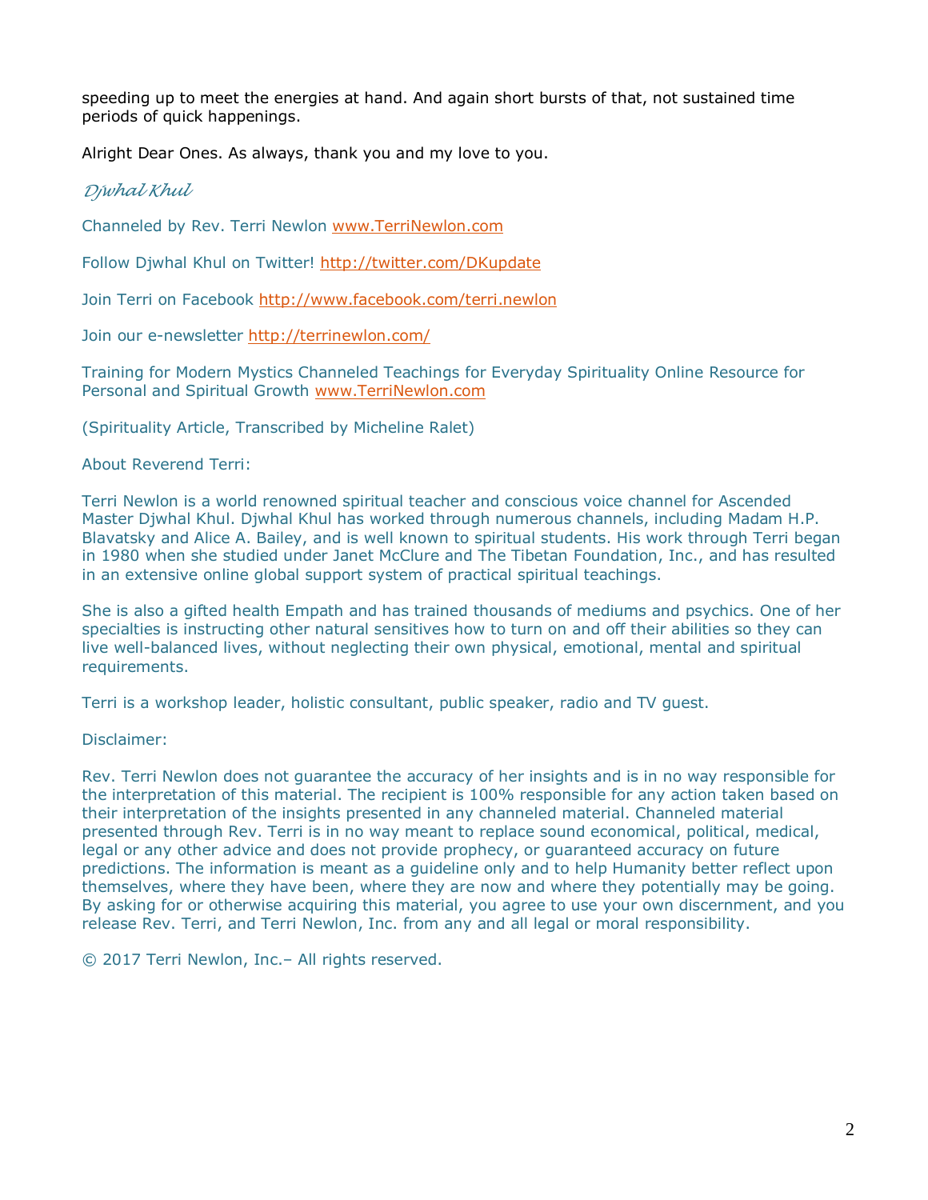speeding up to meet the energies at hand. And again short bursts of that, not sustained time periods of quick happenings.

Alright Dear Ones. As always, thank you and my love to you.

*Djwhal Khul*

Channeled by Rev. Terri Newlon www.TerriNewlon.com

Follow Djwhal Khul on Twitter! http://twitter.com/DKupdate

Join Terri on Facebook http://www.facebook.com/terri.newlon

Join our e-newsletter http://terrinewlon.com/

Training for Modern Mystics Channeled Teachings for Everyday Spirituality Online Resource for Personal and Spiritual Growth www.TerriNewlon.com

(Spirituality Article, Transcribed by Micheline Ralet)

About Reverend Terri:

Terri Newlon is a world renowned spiritual teacher and conscious voice channel for Ascended Master Djwhal Khul. Djwhal Khul has worked through numerous channels, including Madam H.P. Blavatsky and Alice A. Bailey, and is well known to spiritual students. His work through Terri began in 1980 when she studied under Janet McClure and The Tibetan Foundation, Inc., and has resulted in an extensive online global support system of practical spiritual teachings.

She is also a gifted health Empath and has trained thousands of mediums and psychics. One of her specialties is instructing other natural sensitives how to turn on and off their abilities so they can live well-balanced lives, without neglecting their own physical, emotional, mental and spiritual requirements.

Terri is a workshop leader, holistic consultant, public speaker, radio and TV guest.

Disclaimer:

Rev. Terri Newlon does not guarantee the accuracy of her insights and is in no way responsible for the interpretation of this material. The recipient is 100% responsible for any action taken based on their interpretation of the insights presented in any channeled material. Channeled material presented through Rev. Terri is in no way meant to replace sound economical, political, medical, legal or any other advice and does not provide prophecy, or guaranteed accuracy on future predictions. The information is meant as a guideline only and to help Humanity better reflect upon themselves, where they have been, where they are now and where they potentially may be going. By asking for or otherwise acquiring this material, you agree to use your own discernment, and you release Rev. Terri, and Terri Newlon, Inc. from any and all legal or moral responsibility.

© 2017 Terri Newlon, Inc.– All rights reserved.